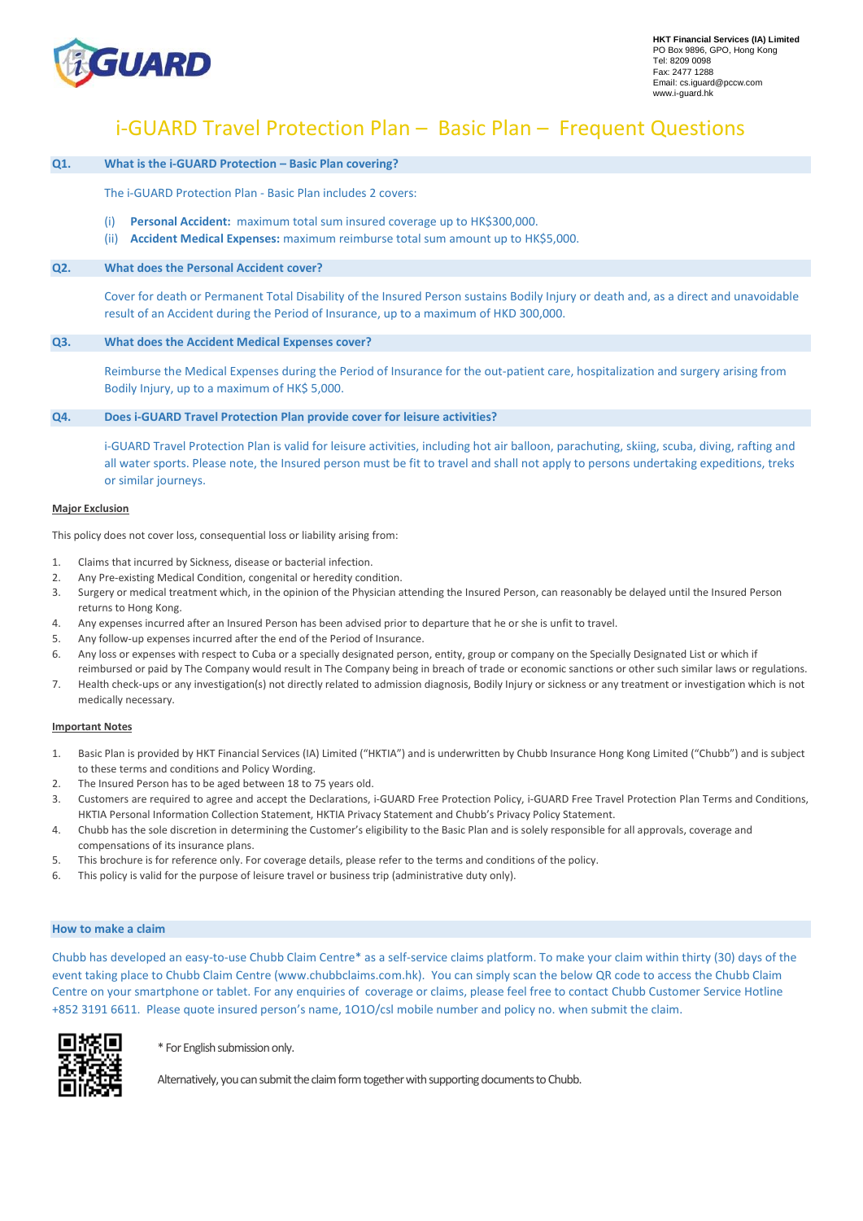**HKT Financial Services (IA) Limited**
PO Box 9896, GPO, Hong Kong
Tel: 8209 0098
Fax: 2477 1288
Email: cs.iguard@pccw.com
www.i-guard.hk

# i-GUARD Travel Protection Plan – Basic Plan – Frequent Questions

**Q1. What is the i-GUARD Protection – Basic Plan covering?**

The i-GUARD Protection Plan - Basic Plan includes 2 covers:

(i) **Personal Accident:** maximum total sum insured coverage up to HK$300,000.
(ii) **Accident Medical Expenses:** maximum reimburse total sum amount up to HK$5,000.

**Q2. What does the Personal Accident cover?**

Cover for death or Permanent Total Disability of the Insured Person sustains Bodily Injury or death and, as a direct and unavoidable result of an Accident during the Period of Insurance, up to a maximum of HKD 300,000.

**Q3. What does the Accident Medical Expenses cover?**

Reimburse the Medical Expenses during the Period of Insurance for the out-patient care, hospitalization and surgery arising from Bodily Injury, up to a maximum of HK$ 5,000.

**Q4. Does i-GUARD Travel Protection Plan provide cover for leisure activities?**

i-GUARD Travel Protection Plan is valid for leisure activities, including hot air balloon, parachuting, skiing, scuba, diving, rafting and all water sports. Please note, the Insured person must be fit to travel and shall not apply to persons undertaking expeditions, treks or similar journeys.

**Major Exclusion**

This policy does not cover loss, consequential loss or liability arising from:

1. Claims that incurred by Sickness, disease or bacterial infection.
2. Any Pre-existing Medical Condition, congenital or heredity condition.
3. Surgery or medical treatment which, in the opinion of the Physician attending the Insured Person, can reasonably be delayed until the Insured Person returns to Hong Kong.
4. Any expenses incurred after an Insured Person has been advised prior to departure that he or she is unfit to travel.
5. Any follow-up expenses incurred after the end of the Period of Insurance.
6. Any loss or expenses with respect to Cuba or a specially designated person, entity, group or company on the Specially Designated List or which if reimbursed or paid by The Company would result in The Company being in breach of trade or economic sanctions or other such similar laws or regulations.
7. Health check-ups or any investigation(s) not directly related to admission diagnosis, Bodily Injury or sickness or any treatment or investigation which is not medically necessary.

**Important Notes**

1. Basic Plan is provided by HKT Financial Services (IA) Limited ("HKTIA") and is underwritten by Chubb Insurance Hong Kong Limited ("Chubb") and is subject to these terms and conditions and Policy Wording.
2. The Insured Person has to be aged between 18 to 75 years old.
3. Customers are required to agree and accept the Declarations, i-GUARD Free Protection Policy, i-GUARD Free Travel Protection Plan Terms and Conditions, HKTIA Personal Information Collection Statement, HKTIA Privacy Statement and Chubb's Privacy Policy Statement.
4. Chubb has the sole discretion in determining the Customer's eligibility to the Basic Plan and is solely responsible for all approvals, coverage and compensations of its insurance plans.
5. This brochure is for reference only. For coverage details, please refer to the terms and conditions of the policy.
6. This policy is valid for the purpose of leisure travel or business trip (administrative duty only).

**How to make a claim**

Chubb has developed an easy-to-use Chubb Claim Centre* as a self-service claims platform. To make your claim within thirty (30) days of the event taking place to Chubb Claim Centre (www.chubbclaims.com.hk). You can simply scan the below QR code to access the Chubb Claim Centre on your smartphone or tablet. For any enquiries of coverage or claims, please feel free to contact Chubb Customer Service Hotline +852 3191 6611. Please quote insured person's name, 1O1O/csl mobile number and policy no. when submit the claim.

\* For English submission only.

Alternatively, you can submit the claim form together with supporting documents to Chubb.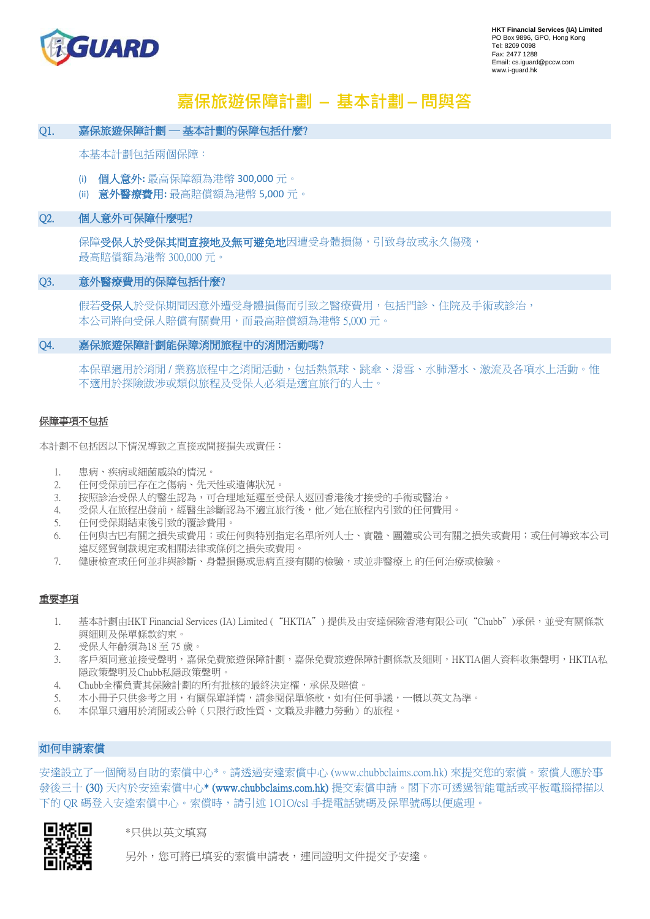HKT Financial Services (IA) Limited
PO Box 9896, GPO, Hong Kong
Tel: 8209 0098
Fax: 2477 1288
Email: cs.iguard@pccw.com
www.i-guard.hk

# 嘉保旅遊保障計劃 – 基本計劃 – 問與答

## Q1. 嘉保旅遊保障計劃 — 基本計劃的保障包括什麼?

本基本計劃包括兩個保障：

(i) **個人意外:** 最高保障額為港幣 300,000 元。
(ii) **意外醫療費用:** 最高賠償額為港幣 5,000 元。

## Q2. 個人意外可保障什麼呢?

保障**受保人於受保其間直接地及無可避免地**因遭受身體損傷，引致身故或永久傷殘，最高賠償額為港幣 300,000 元。

## Q3. 意外醫療費用的保障包括什麼?

假若**受保人**於受保期間因意外遭受身體損傷而引致之醫療費用，包括門診、住院及手術或診治，本公司將向受保人賠償有關費用，而最高賠償額為港幣 5,000 元。

## Q4. 嘉保旅遊保障計劃能保障消閒旅程中的消閒活動嗎?

本保單適用於消閒 / 業務旅程中之消閒活動，包括熱氣球、跳傘、滑雪、水肺潛水、激流及各項水上活動。惟不適用於探險跋涉或類似旅程及受保人必須是適宜旅行的人士。

## 保障事項不包括

本計劃不包括因以下情況導致之直接或間接損失或責任：

1. 患病、疾病或細菌感染的情況。
2. 任何受保前已存在之傷病、先天性或遺傳狀況。
3. 按照診治受保人的醫生認為，可合理地延遲至受保人返回香港後才接受的手術或醫治。
4. 受保人在旅程出發前，經醫生診斷認為不適宜旅行後，他／她在旅程內引致的任何費用。
5. 任何受保期結束後引致的覆診費用。
6. 任何與古巴有關之損失或費用；或任何與特別指定名單所列人士、實體、團體或公司有關之損失或費用；或任何導致本公司違反經貿制裁規定或相關法律或條例之損失或費用。
7. 健康檢查或任何並非與診斷、身體損傷或患病直接有關的檢驗，或並非醫療上 的任何治療或檢驗。

## 重要事項

1. 基本計劃由HKT Financial Services (IA) Limited (“HKTIA”) 提供及由安達保險香港有限公司(“Chubb”)承保，並受有關條款與細則及保單條款約束。
2. 受保人年齡須為18 至 75 歲。
3. 客戶須同意並接受聲明，嘉保免費旅遊保障計劃，嘉保免費旅遊保障計劃條款及細則，HKTIA個人資料收集聲明，HKTIA私隱政策聲明及Chubb私隱政策聲明。
4. Chubb全權負責其保險計劃的所有批核的最終決定權，承保及賠償。
5. 本小冊子只供參考之用，有關保單詳情，請參閱保單條款，如有任何爭議，一概以英文為準。
6. 本保單只適用於消閒或公幹（只限行政性質、文職及非體力勞動）的旅程。

## 如何申請索償

安達設立了一個簡易自助的索償中心*。請透過安達索償中心 (www.chubbclaims.com.hk) 來提交您的索償。索償人應於事發後三十 (30) 天內於安達索償中心* (www.chubbclaims.com.hk) 提交索償申請。閣下亦可透過智能電話或平板電腦掃描以下的 QR 碼登入安達索償中心。索償時，請引述 1O1O/csl 手提電話號碼及保單號碼以便處理。

*只供以英文填寫

另外，您可將已填妥的索償申請表，連同證明文件提交予安達。